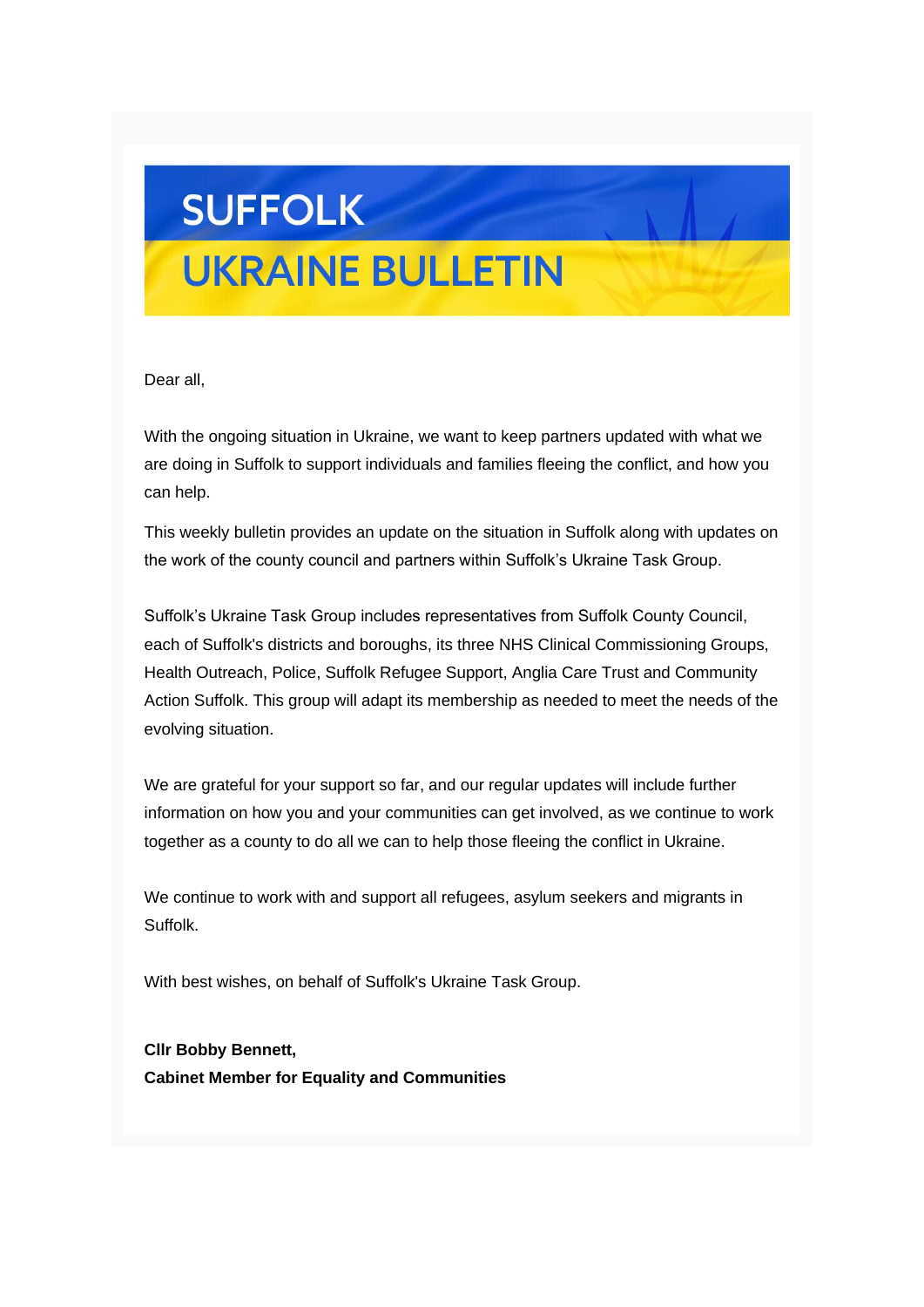# SUFFOLK
# UKRAINE BULLETIN

Dear all,

With the ongoing situation in Ukraine, we want to keep partners updated with what we are doing in Suffolk to support individuals and families fleeing the conflict, and how you can help.

This weekly bulletin provides an update on the situation in Suffolk along with updates on the work of the county council and partners within Suffolk's Ukraine Task Group.

Suffolk's Ukraine Task Group includes representatives from Suffolk County Council, each of Suffolk's districts and boroughs, its three NHS Clinical Commissioning Groups, Health Outreach, Police, Suffolk Refugee Support, Anglia Care Trust and Community Action Suffolk. This group will adapt its membership as needed to meet the needs of the evolving situation.

We are grateful for your support so far, and our regular updates will include further information on how you and your communities can get involved, as we continue to work together as a county to do all we can to help those fleeing the conflict in Ukraine.

We continue to work with and support all refugees, asylum seekers and migrants in Suffolk.

With best wishes, on behalf of Suffolk's Ukraine Task Group.

**Cllr Bobby Bennett,**
**Cabinet Member for Equality and Communities**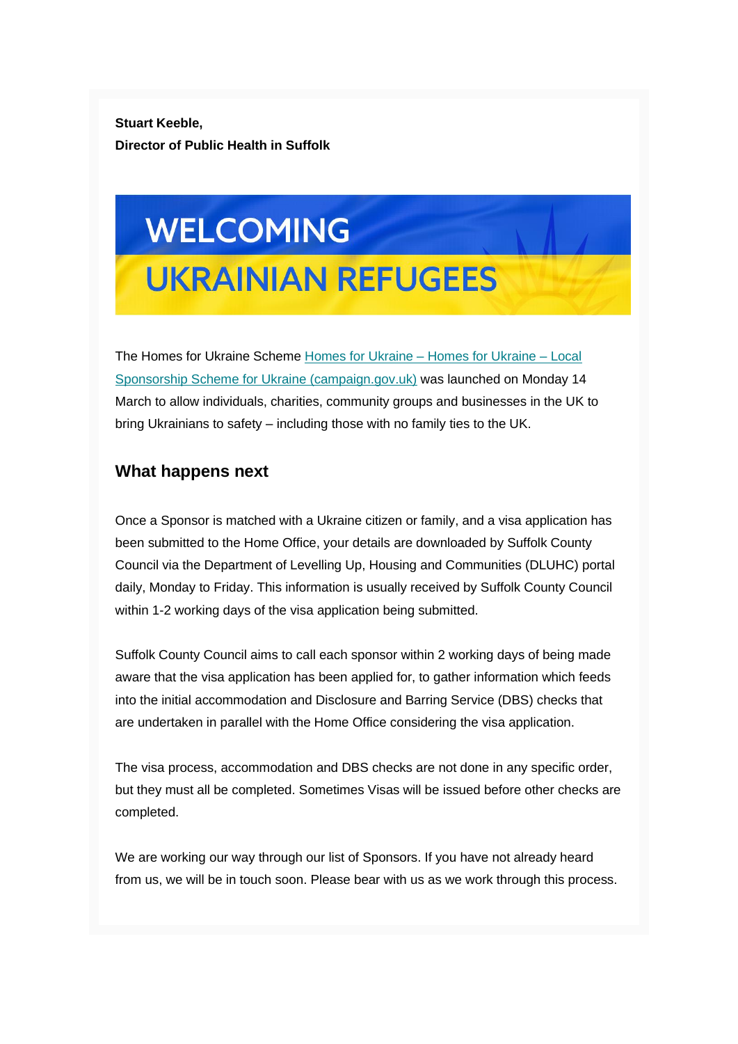**Stuart Keeble,**
**Director of Public Health in Suffolk**

# WELCOMING UKRAINIAN REFUGEES

The Homes for Ukraine Scheme [Homes for Ukraine – Homes for Ukraine – Local Sponsorship Scheme for Ukraine (campaign.gov.uk)]() was launched on Monday 14 March to allow individuals, charities, community groups and businesses in the UK to bring Ukrainians to safety – including those with no family ties to the UK.

## What happens next

Once a Sponsor is matched with a Ukraine citizen or family, and a visa application has been submitted to the Home Office, your details are downloaded by Suffolk County Council via the Department of Levelling Up, Housing and Communities (DLUHC) portal daily, Monday to Friday. This information is usually received by Suffolk County Council within 1-2 working days of the visa application being submitted.

Suffolk County Council aims to call each sponsor within 2 working days of being made aware that the visa application has been applied for, to gather information which feeds into the initial accommodation and Disclosure and Barring Service (DBS) checks that are undertaken in parallel with the Home Office considering the visa application.

The visa process, accommodation and DBS checks are not done in any specific order, but they must all be completed. Sometimes Visas will be issued before other checks are completed.

We are working our way through our list of Sponsors. If you have not already heard from us, we will be in touch soon. Please bear with us as we work through this process.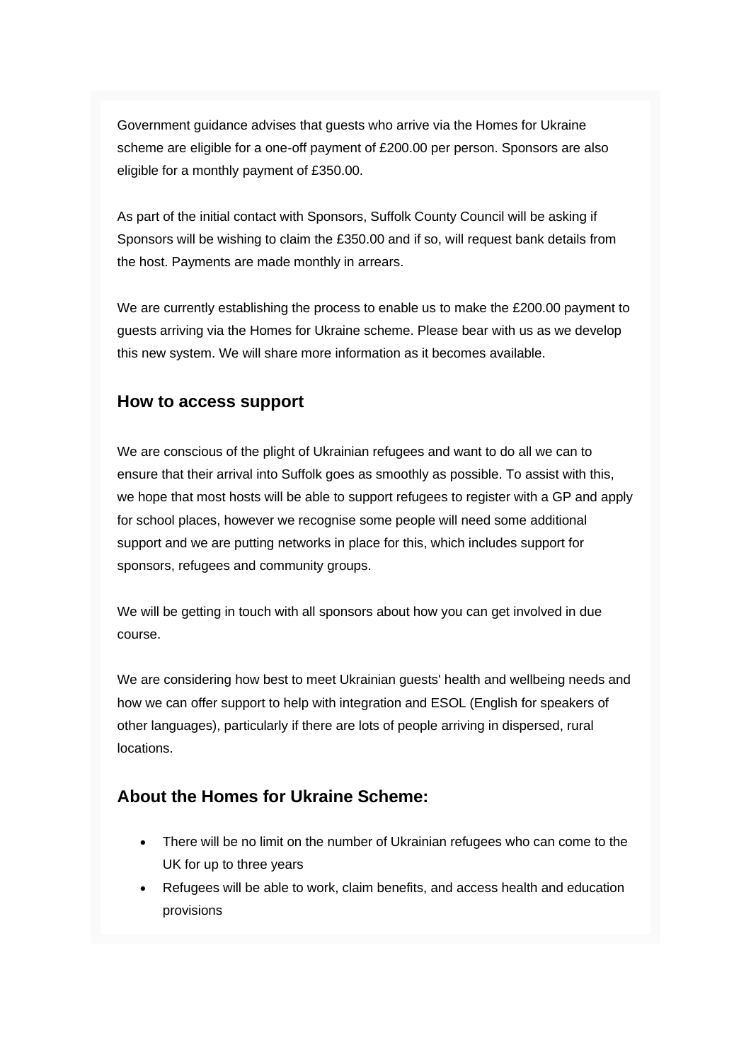Government guidance advises that guests who arrive via the Homes for Ukraine scheme are eligible for a one-off payment of £200.00 per person. Sponsors are also eligible for a monthly payment of £350.00.

As part of the initial contact with Sponsors, Suffolk County Council will be asking if Sponsors will be wishing to claim the £350.00 and if so, will request bank details from the host. Payments are made monthly in arrears.

We are currently establishing the process to enable us to make the £200.00 payment to guests arriving via the Homes for Ukraine scheme. Please bear with us as we develop this new system. We will share more information as it becomes available.

### How to access support

We are conscious of the plight of Ukrainian refugees and want to do all we can to ensure that their arrival into Suffolk goes as smoothly as possible. To assist with this, we hope that most hosts will be able to support refugees to register with a GP and apply for school places, however we recognise some people will need some additional support and we are putting networks in place for this, which includes support for sponsors, refugees and community groups.

We will be getting in touch with all sponsors about how you can get involved in due course.

We are considering how best to meet Ukrainian guests' health and wellbeing needs and how we can offer support to help with integration and ESOL (English for speakers of other languages), particularly if there are lots of people arriving in dispersed, rural locations.

### About the Homes for Ukraine Scheme:

- There will be no limit on the number of Ukrainian refugees who can come to the UK for up to three years
- Refugees will be able to work, claim benefits, and access health and education provisions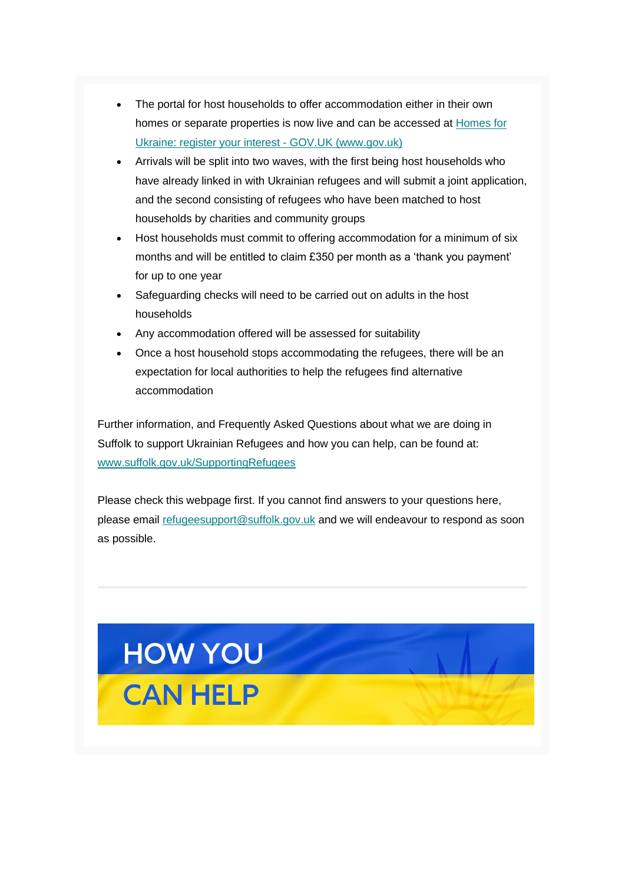- The portal for host households to offer accommodation either in their own homes or separate properties is now live and can be accessed at [Homes for Ukraine: register your interest - GOV.UK (www.gov.uk)](www.gov.uk)
- Arrivals will be split into two waves, with the first being host households who have already linked in with Ukrainian refugees and will submit a joint application, and the second consisting of refugees who have been matched to host households by charities and community groups
- Host households must commit to offering accommodation for a minimum of six months and will be entitled to claim £350 per month as a 'thank you payment' for up to one year
- Safeguarding checks will need to be carried out on adults in the host households
- Any accommodation offered will be assessed for suitability
- Once a host household stops accommodating the refugees, there will be an expectation for local authorities to help the refugees find alternative accommodation

Further information, and Frequently Asked Questions about what we are doing in Suffolk to support Ukrainian Refugees and how you can help, can be found at: [www.suffolk.gov.uk/SupportingRefugees](www.suffolk.gov.uk/SupportingRefugees)

Please check this webpage first. If you cannot find answers to your questions here, please email [refugeesupport@suffolk.gov.uk](mailto:refugeesupport@suffolk.gov.uk) and we will endeavour to respond as soon as possible.

---

# HOW YOU CAN HELP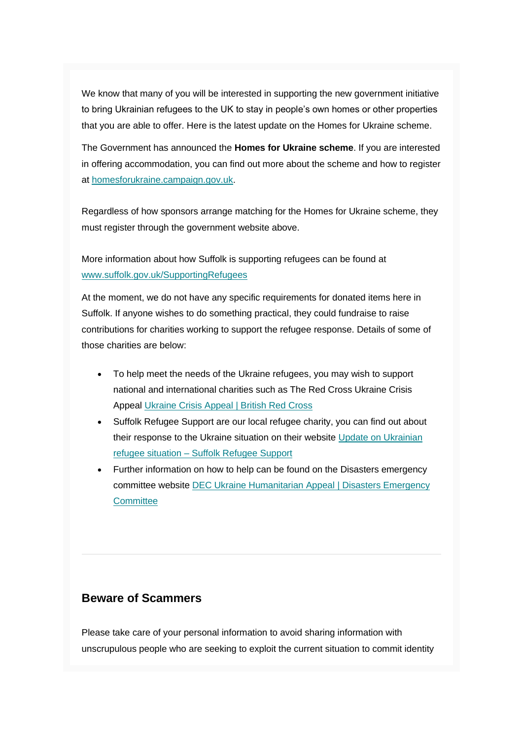We know that many of you will be interested in supporting the new government initiative to bring Ukrainian refugees to the UK to stay in people's own homes or other properties that you are able to offer. Here is the latest update on the Homes for Ukraine scheme.

The Government has announced the **Homes for Ukraine scheme**. If you are interested in offering accommodation, you can find out more about the scheme and how to register at homesforukraine.campaign.gov.uk.

Regardless of how sponsors arrange matching for the Homes for Ukraine scheme, they must register through the government website above.

More information about how Suffolk is supporting refugees can be found at www.suffolk.gov.uk/SupportingRefugees

At the moment, we do not have any specific requirements for donated items here in Suffolk. If anyone wishes to do something practical, they could fundraise to raise contributions for charities working to support the refugee response. Details of some of those charities are below:

- To help meet the needs of the Ukraine refugees, you may wish to support national and international charities such as The Red Cross Ukraine Crisis Appeal Ukraine Crisis Appeal | British Red Cross
- Suffolk Refugee Support are our local refugee charity, you can find out about their response to the Ukraine situation on their website Update on Ukrainian refugee situation – Suffolk Refugee Support
- Further information on how to help can be found on the Disasters emergency committee website DEC Ukraine Humanitarian Appeal | Disasters Emergency Committee

---

## Beware of Scammers

Please take care of your personal information to avoid sharing information with unscrupulous people who are seeking to exploit the current situation to commit identity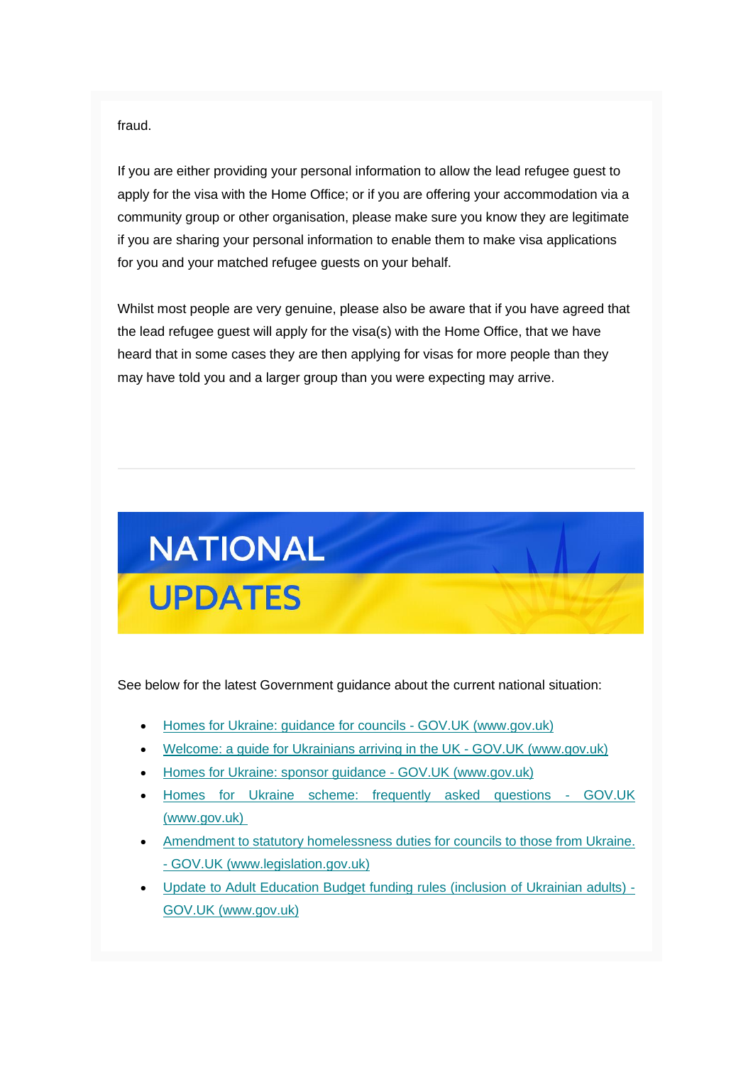fraud.

If you are either providing your personal information to allow the lead refugee guest to apply for the visa with the Home Office; or if you are offering your accommodation via a community group or other organisation, please make sure you know they are legitimate if you are sharing your personal information to enable them to make visa applications for you and your matched refugee guests on your behalf.

Whilst most people are very genuine, please also be aware that if you have agreed that the lead refugee guest will apply for the visa(s) with the Home Office, that we have heard that in some cases they are then applying for visas for more people than they may have told you and a larger group than you were expecting may arrive.

---

# NATIONAL UPDATES

See below for the latest Government guidance about the current national situation:

- Homes for Ukraine: guidance for councils - GOV.UK (www.gov.uk)
- Welcome: a guide for Ukrainians arriving in the UK - GOV.UK (www.gov.uk)
- Homes for Ukraine: sponsor guidance - GOV.UK (www.gov.uk)
- Homes for Ukraine scheme: frequently asked questions - GOV.UK (www.gov.uk)
- Amendment to statutory homelessness duties for councils to those from Ukraine. - GOV.UK (www.legislation.gov.uk)
- Update to Adult Education Budget funding rules (inclusion of Ukrainian adults) - GOV.UK (www.gov.uk)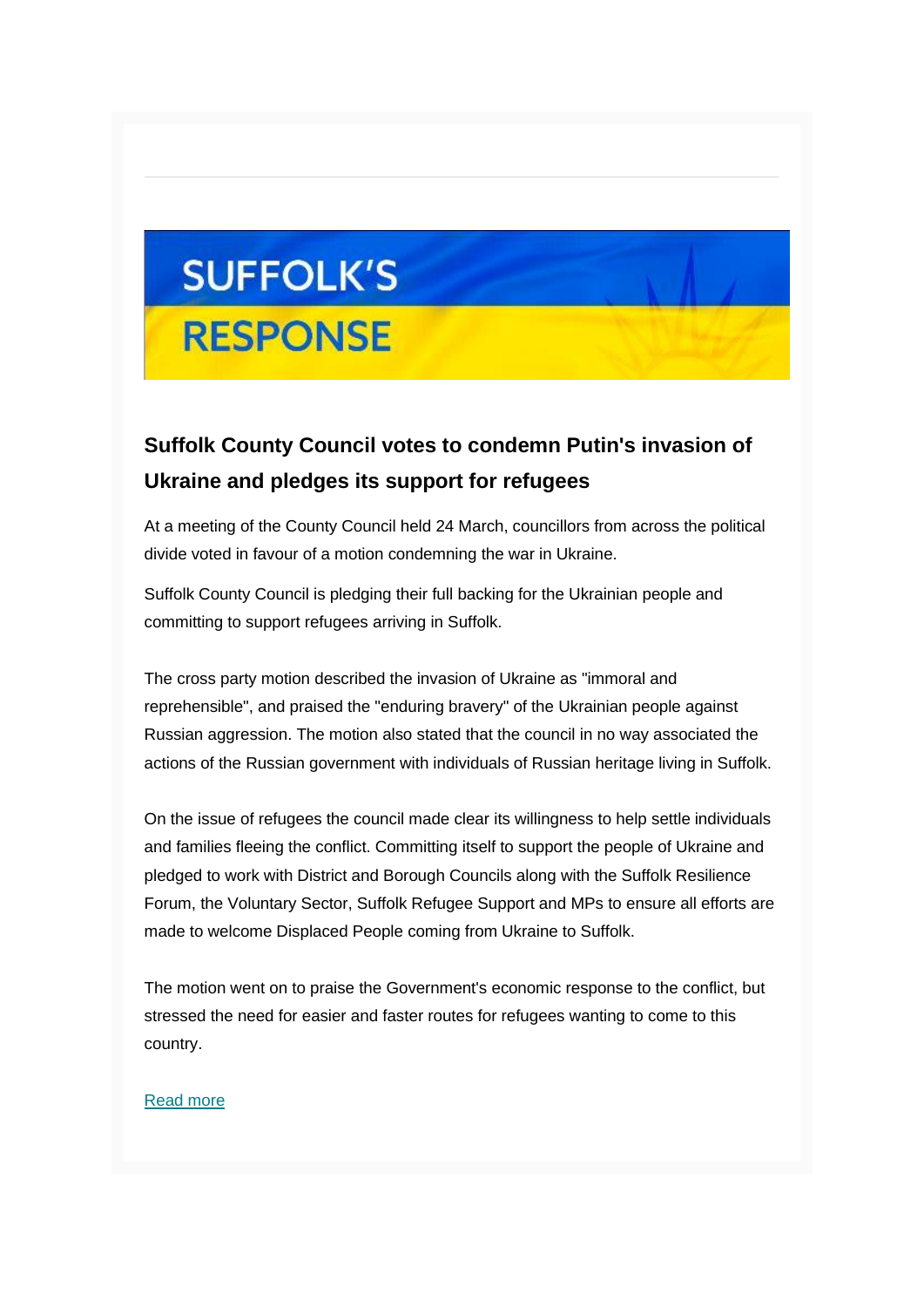SUFFOLK'S RESPONSE

## Suffolk County Council votes to condemn Putin's invasion of Ukraine and pledges its support for refugees

At a meeting of the County Council held 24 March, councillors from across the political divide voted in favour of a motion condemning the war in Ukraine.

Suffolk County Council is pledging their full backing for the Ukrainian people and committing to support refugees arriving in Suffolk.

The cross party motion described the invasion of Ukraine as "immoral and reprehensible", and praised the "enduring bravery" of the Ukrainian people against Russian aggression. The motion also stated that the council in no way associated the actions of the Russian government with individuals of Russian heritage living in Suffolk.

On the issue of refugees the council made clear its willingness to help settle individuals and families fleeing the conflict. Committing itself to support the people of Ukraine and pledged to work with District and Borough Councils along with the Suffolk Resilience Forum, the Voluntary Sector, Suffolk Refugee Support and MPs to ensure all efforts are made to welcome Displaced People coming from Ukraine to Suffolk.

The motion went on to praise the Government's economic response to the conflict, but stressed the need for easier and faster routes for refugees wanting to come to this country.

Read more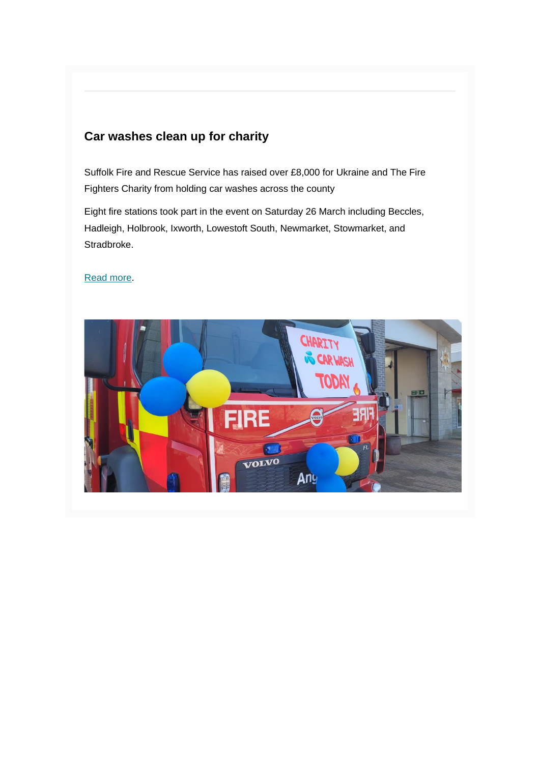## Car washes clean up for charity

Suffolk Fire and Rescue Service has raised over £8,000 for Ukraine and The Fire Fighters Charity from holding car washes across the county

Eight fire stations took part in the event on Saturday 26 March including Beccles, Hadleigh, Holbrook, Ixworth, Lowestoft South, Newmarket, Stowmarket, and Stradbroke.

Read more.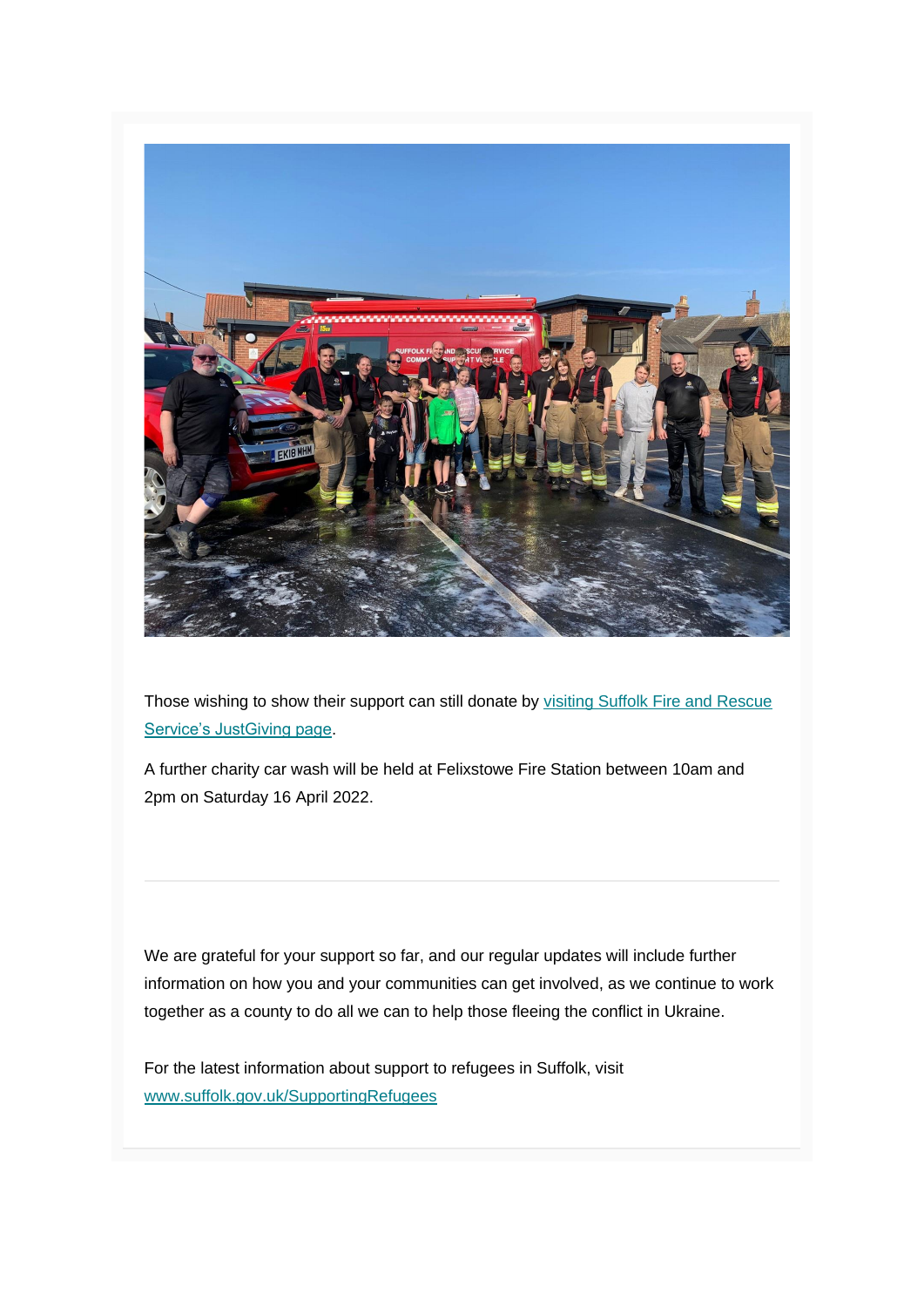Those wishing to show their support can still donate by [visiting Suffolk Fire and Rescue Service's JustGiving page](#).

A further charity car wash will be held at Felixstowe Fire Station between 10am and 2pm on Saturday 16 April 2022.

---

We are grateful for your support so far, and our regular updates will include further information on how you and your communities can get involved, as we continue to work together as a county to do all we can to help those fleeing the conflict in Ukraine.

For the latest information about support to refugees in Suffolk, visit [www.suffolk.gov.uk/SupportingRefugees](www.suffolk.gov.uk/SupportingRefugees)